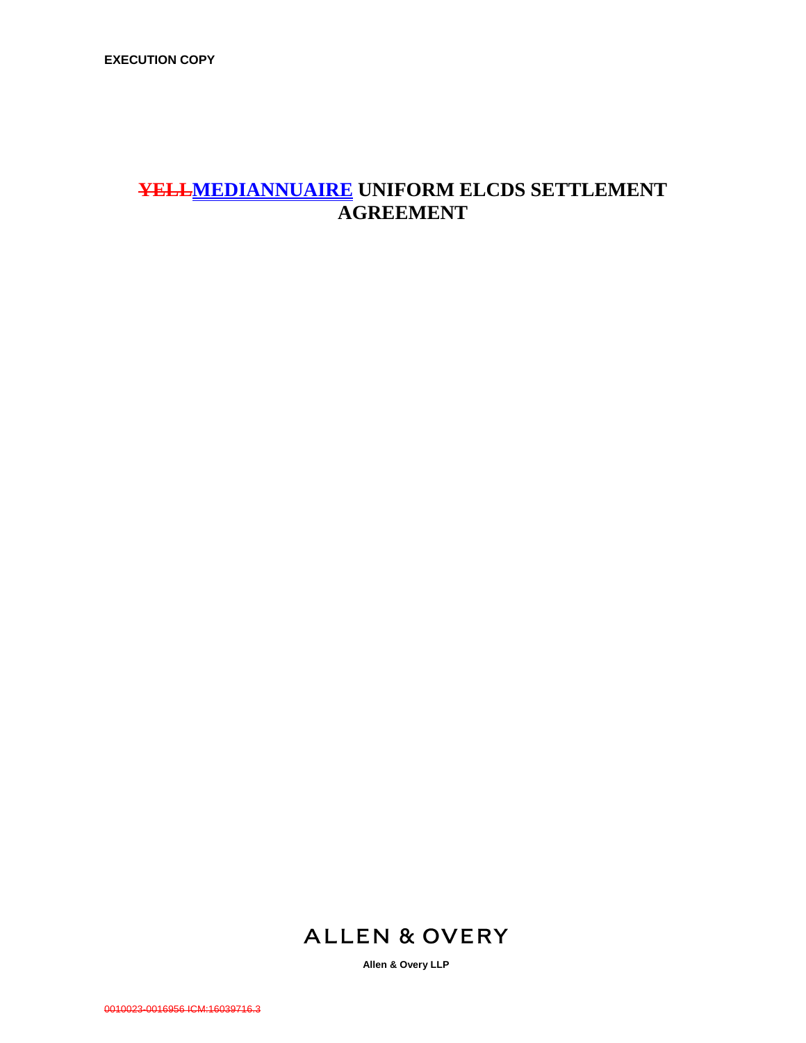**EXECUTION COPY**

# ~~YELL~~MEDIANNUAIRE UNIFORM ELCDS SETTLEMENT AGREEMENT

ALLEN & OVERY

**Allen & Overy LLP**

~~0010023-0016956 ICM:16039716.3~~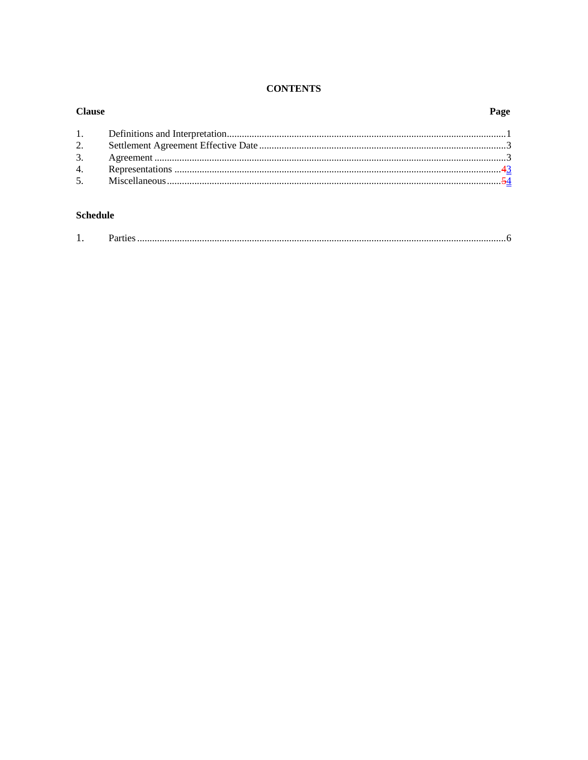**CONTENTS**

| Clause | | Page |
|---|---|---|
| 1. | Definitions and Interpretation | 1 |
| 2. | Settlement Agreement Effective Date | 3 |
| 3. | Agreement | 3 |
| 4. | Representations | ~~4~~3 |
| 5. | Miscellaneous | ~~5~~4 |

**Schedule**

| | | |
|---|---|---|
| 1. | Parties | 6 |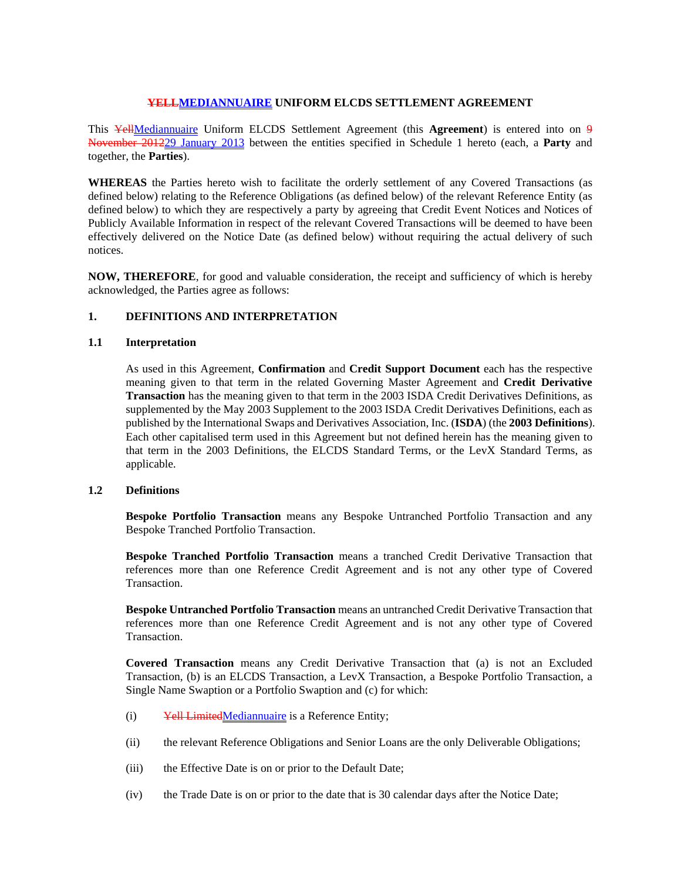## ~~YELL~~MEDIANNUAIRE UNIFORM ELCDS SETTLEMENT AGREEMENT

This ~~Yell~~Mediannuaire Uniform ELCDS Settlement Agreement (this **Agreement**) is entered into on ~~9 November 2012~~29 January 2013 between the entities specified in Schedule 1 hereto (each, a **Party** and together, the **Parties**).

**WHEREAS** the Parties hereto wish to facilitate the orderly settlement of any Covered Transactions (as defined below) relating to the Reference Obligations (as defined below) of the relevant Reference Entity (as defined below) to which they are respectively a party by agreeing that Credit Event Notices and Notices of Publicly Available Information in respect of the relevant Covered Transactions will be deemed to have been effectively delivered on the Notice Date (as defined below) without requiring the actual delivery of such notices.

**NOW, THEREFORE**, for good and valuable consideration, the receipt and sufficiency of which is hereby acknowledged, the Parties agree as follows:

### 1. DEFINITIONS AND INTERPRETATION

#### 1.1 Interpretation

As used in this Agreement, **Confirmation** and **Credit Support Document** each has the respective meaning given to that term in the related Governing Master Agreement and **Credit Derivative Transaction** has the meaning given to that term in the 2003 ISDA Credit Derivatives Definitions, as supplemented by the May 2003 Supplement to the 2003 ISDA Credit Derivatives Definitions, each as published by the International Swaps and Derivatives Association, Inc. (**ISDA**) (the **2003 Definitions**). Each other capitalised term used in this Agreement but not defined herein has the meaning given to that term in the 2003 Definitions, the ELCDS Standard Terms, or the LevX Standard Terms, as applicable.

#### 1.2 Definitions

**Bespoke Portfolio Transaction** means any Bespoke Untranched Portfolio Transaction and any Bespoke Tranched Portfolio Transaction.

**Bespoke Tranched Portfolio Transaction** means a tranched Credit Derivative Transaction that references more than one Reference Credit Agreement and is not any other type of Covered Transaction.

**Bespoke Untranched Portfolio Transaction** means an untranched Credit Derivative Transaction that references more than one Reference Credit Agreement and is not any other type of Covered Transaction.

**Covered Transaction** means any Credit Derivative Transaction that (a) is not an Excluded Transaction, (b) is an ELCDS Transaction, a LevX Transaction, a Bespoke Portfolio Transaction, a Single Name Swaption or a Portfolio Swaption and (c) for which:

(i) ~~Yell Limited~~Mediannuaire is a Reference Entity;

(ii) the relevant Reference Obligations and Senior Loans are the only Deliverable Obligations;

(iii) the Effective Date is on or prior to the Default Date;

(iv) the Trade Date is on or prior to the date that is 30 calendar days after the Notice Date;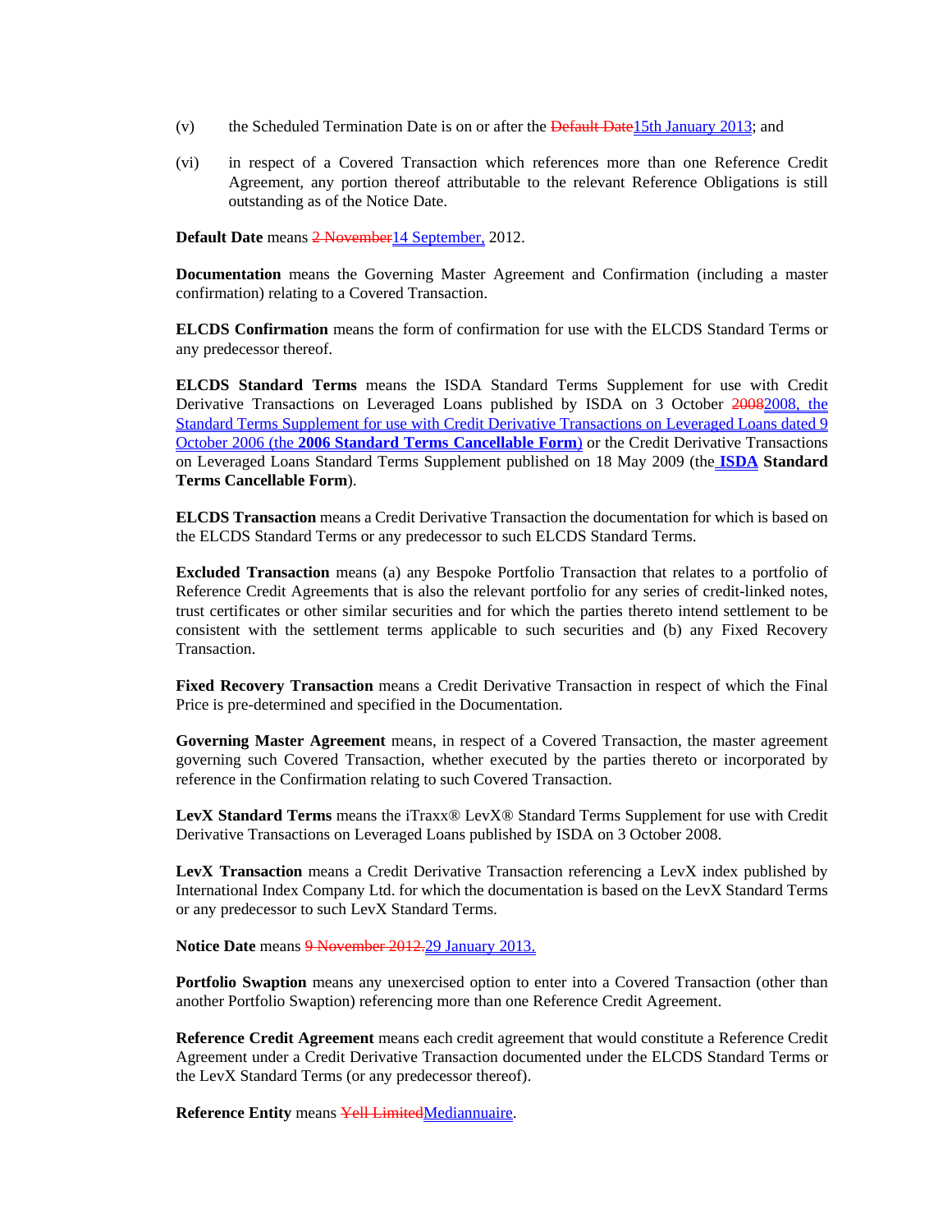(v) the Scheduled Termination Date is on or after the ~~Default Date~~15th January 2013; and

(vi) in respect of a Covered Transaction which references more than one Reference Credit Agreement, any portion thereof attributable to the relevant Reference Obligations is still outstanding as of the Notice Date.

**Default Date** means ~~2 November~~14 September, 2012.

**Documentation** means the Governing Master Agreement and Confirmation (including a master confirmation) relating to a Covered Transaction.

**ELCDS Confirmation** means the form of confirmation for use with the ELCDS Standard Terms or any predecessor thereof.

**ELCDS Standard Terms** means the ISDA Standard Terms Supplement for use with Credit Derivative Transactions on Leveraged Loans published by ISDA on 3 October ~~2008~~2008, the Standard Terms Supplement for use with Credit Derivative Transactions on Leveraged Loans dated 9 October 2006 (the **2006 Standard Terms Cancellable Form**) or the Credit Derivative Transactions on Leveraged Loans Standard Terms Supplement published on 18 May 2009 (the **ISDA** **Standard Terms Cancellable Form**).

**ELCDS Transaction** means a Credit Derivative Transaction the documentation for which is based on the ELCDS Standard Terms or any predecessor to such ELCDS Standard Terms.

**Excluded Transaction** means (a) any Bespoke Portfolio Transaction that relates to a portfolio of Reference Credit Agreements that is also the relevant portfolio for any series of credit-linked notes, trust certificates or other similar securities and for which the parties thereto intend settlement to be consistent with the settlement terms applicable to such securities and (b) any Fixed Recovery Transaction.

**Fixed Recovery Transaction** means a Credit Derivative Transaction in respect of which the Final Price is pre-determined and specified in the Documentation.

**Governing Master Agreement** means, in respect of a Covered Transaction, the master agreement governing such Covered Transaction, whether executed by the parties thereto or incorporated by reference in the Confirmation relating to such Covered Transaction.

**LevX Standard Terms** means the iTraxx® LevX® Standard Terms Supplement for use with Credit Derivative Transactions on Leveraged Loans published by ISDA on 3 October 2008.

**LevX Transaction** means a Credit Derivative Transaction referencing a LevX index published by International Index Company Ltd. for which the documentation is based on the LevX Standard Terms or any predecessor to such LevX Standard Terms.

**Notice Date** means ~~9 November 2012.~~29 January 2013.

**Portfolio Swaption** means any unexercised option to enter into a Covered Transaction (other than another Portfolio Swaption) referencing more than one Reference Credit Agreement.

**Reference Credit Agreement** means each credit agreement that would constitute a Reference Credit Agreement under a Credit Derivative Transaction documented under the ELCDS Standard Terms or the LevX Standard Terms (or any predecessor thereof).

**Reference Entity** means ~~Yell Limited~~Mediannuaire.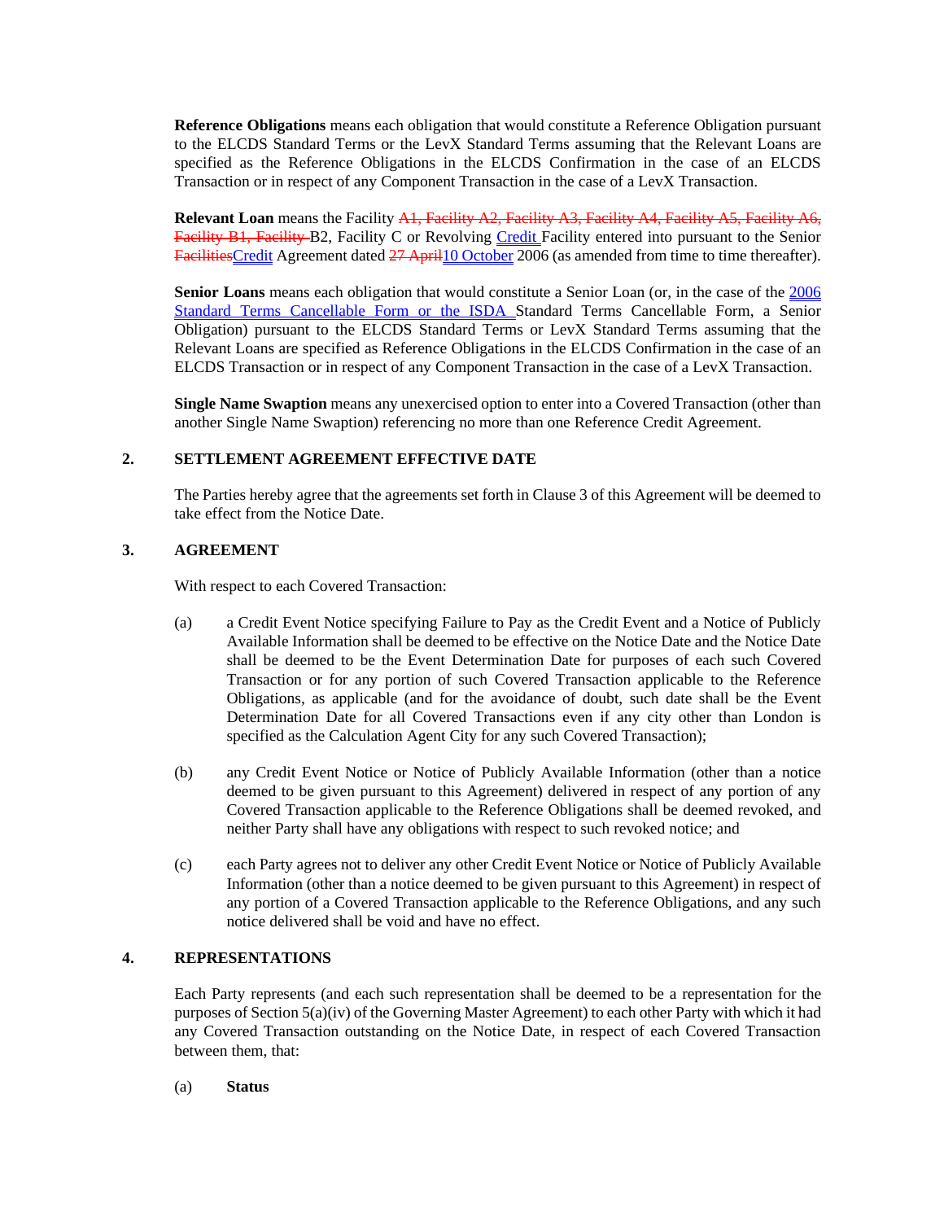**Reference Obligations** means each obligation that would constitute a Reference Obligation pursuant to the ELCDS Standard Terms or the LevX Standard Terms assuming that the Relevant Loans are specified as the Reference Obligations in the ELCDS Confirmation in the case of an ELCDS Transaction or in respect of any Component Transaction in the case of a LevX Transaction.

**Relevant Loan** means the Facility ~~A1, Facility A2, Facility A3, Facility A4, Facility A5, Facility A6, Facility B1, Facility~~ B2, Facility C or Revolving Credit Facility entered into pursuant to the Senior ~~Facilities~~Credit Agreement dated ~~27 April~~10 October 2006 (as amended from time to time thereafter).

**Senior Loans** means each obligation that would constitute a Senior Loan (or, in the case of the 2006 Standard Terms Cancellable Form or the ISDA Standard Terms Cancellable Form, a Senior Obligation) pursuant to the ELCDS Standard Terms or LevX Standard Terms assuming that the Relevant Loans are specified as Reference Obligations in the ELCDS Confirmation in the case of an ELCDS Transaction or in respect of any Component Transaction in the case of a LevX Transaction.

**Single Name Swaption** means any unexercised option to enter into a Covered Transaction (other than another Single Name Swaption) referencing no more than one Reference Credit Agreement.

## 2. SETTLEMENT AGREEMENT EFFECTIVE DATE

The Parties hereby agree that the agreements set forth in Clause 3 of this Agreement will be deemed to take effect from the Notice Date.

## 3. AGREEMENT

With respect to each Covered Transaction:

(a) a Credit Event Notice specifying Failure to Pay as the Credit Event and a Notice of Publicly Available Information shall be deemed to be effective on the Notice Date and the Notice Date shall be deemed to be the Event Determination Date for purposes of each such Covered Transaction or for any portion of such Covered Transaction applicable to the Reference Obligations, as applicable (and for the avoidance of doubt, such date shall be the Event Determination Date for all Covered Transactions even if any city other than London is specified as the Calculation Agent City for any such Covered Transaction);

(b) any Credit Event Notice or Notice of Publicly Available Information (other than a notice deemed to be given pursuant to this Agreement) delivered in respect of any portion of any Covered Transaction applicable to the Reference Obligations shall be deemed revoked, and neither Party shall have any obligations with respect to such revoked notice; and

(c) each Party agrees not to deliver any other Credit Event Notice or Notice of Publicly Available Information (other than a notice deemed to be given pursuant to this Agreement) in respect of any portion of a Covered Transaction applicable to the Reference Obligations, and any such notice delivered shall be void and have no effect.

## 4. REPRESENTATIONS

Each Party represents (and each such representation shall be deemed to be a representation for the purposes of Section 5(a)(iv) of the Governing Master Agreement) to each other Party with which it had any Covered Transaction outstanding on the Notice Date, in respect of each Covered Transaction between them, that:

(a) **Status**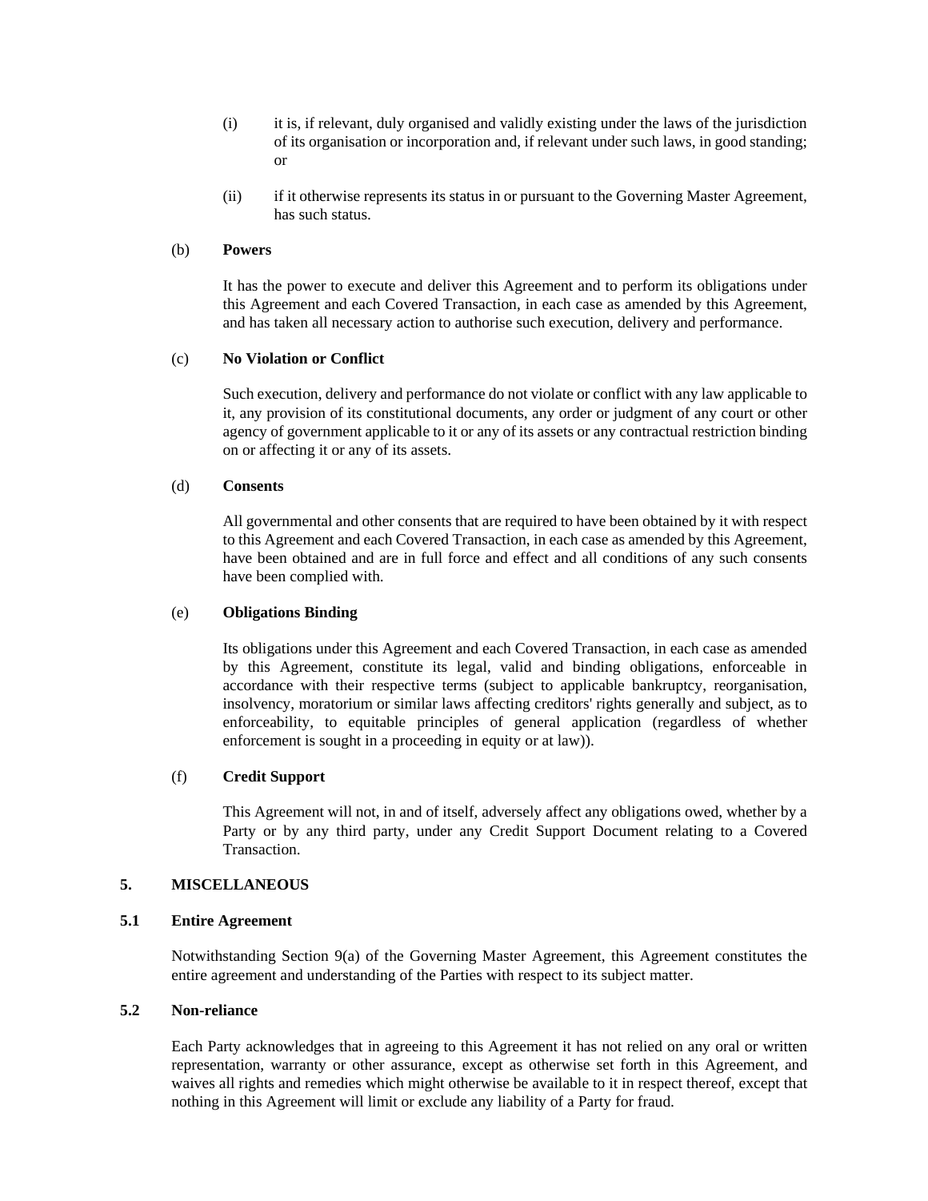(i) it is, if relevant, duly organised and validly existing under the laws of the jurisdiction of its organisation or incorporation and, if relevant under such laws, in good standing; or

(ii) if it otherwise represents its status in or pursuant to the Governing Master Agreement, has such status.

(b) **Powers**

It has the power to execute and deliver this Agreement and to perform its obligations under this Agreement and each Covered Transaction, in each case as amended by this Agreement, and has taken all necessary action to authorise such execution, delivery and performance.

(c) **No Violation or Conflict**

Such execution, delivery and performance do not violate or conflict with any law applicable to it, any provision of its constitutional documents, any order or judgment of any court or other agency of government applicable to it or any of its assets or any contractual restriction binding on or affecting it or any of its assets.

(d) **Consents**

All governmental and other consents that are required to have been obtained by it with respect to this Agreement and each Covered Transaction, in each case as amended by this Agreement, have been obtained and are in full force and effect and all conditions of any such consents have been complied with.

(e) **Obligations Binding**

Its obligations under this Agreement and each Covered Transaction, in each case as amended by this Agreement, constitute its legal, valid and binding obligations, enforceable in accordance with their respective terms (subject to applicable bankruptcy, reorganisation, insolvency, moratorium or similar laws affecting creditors' rights generally and subject, as to enforceability, to equitable principles of general application (regardless of whether enforcement is sought in a proceeding in equity or at law)).

(f) **Credit Support**

This Agreement will not, in and of itself, adversely affect any obligations owed, whether by a Party or by any third party, under any Credit Support Document relating to a Covered Transaction.

## 5. MISCELLANEOUS

### 5.1 Entire Agreement

Notwithstanding Section 9(a) of the Governing Master Agreement, this Agreement constitutes the entire agreement and understanding of the Parties with respect to its subject matter.

### 5.2 Non-reliance

Each Party acknowledges that in agreeing to this Agreement it has not relied on any oral or written representation, warranty or other assurance, except as otherwise set forth in this Agreement, and waives all rights and remedies which might otherwise be available to it in respect thereof, except that nothing in this Agreement will limit or exclude any liability of a Party for fraud.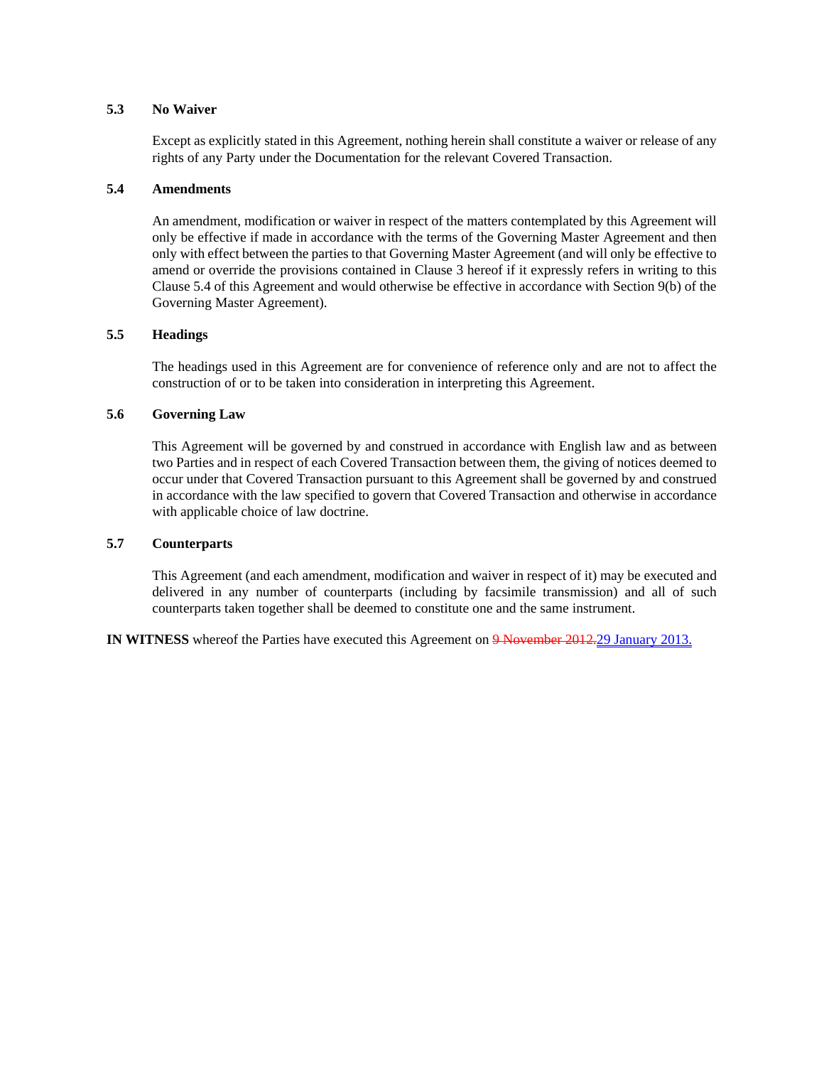### 5.3 No Waiver

Except as explicitly stated in this Agreement, nothing herein shall constitute a waiver or release of any rights of any Party under the Documentation for the relevant Covered Transaction.

### 5.4 Amendments

An amendment, modification or waiver in respect of the matters contemplated by this Agreement will only be effective if made in accordance with the terms of the Governing Master Agreement and then only with effect between the parties to that Governing Master Agreement (and will only be effective to amend or override the provisions contained in Clause 3 hereof if it expressly refers in writing to this Clause 5.4 of this Agreement and would otherwise be effective in accordance with Section 9(b) of the Governing Master Agreement).

### 5.5 Headings

The headings used in this Agreement are for convenience of reference only and are not to affect the construction of or to be taken into consideration in interpreting this Agreement.

### 5.6 Governing Law

This Agreement will be governed by and construed in accordance with English law and as between two Parties and in respect of each Covered Transaction between them, the giving of notices deemed to occur under that Covered Transaction pursuant to this Agreement shall be governed by and construed in accordance with the law specified to govern that Covered Transaction and otherwise in accordance with applicable choice of law doctrine.

### 5.7 Counterparts

This Agreement (and each amendment, modification and waiver in respect of it) may be executed and delivered in any number of counterparts (including by facsimile transmission) and all of such counterparts taken together shall be deemed to constitute one and the same instrument.

**IN WITNESS** whereof the Parties have executed this Agreement on ~~9 November 2012.~~29 January 2013.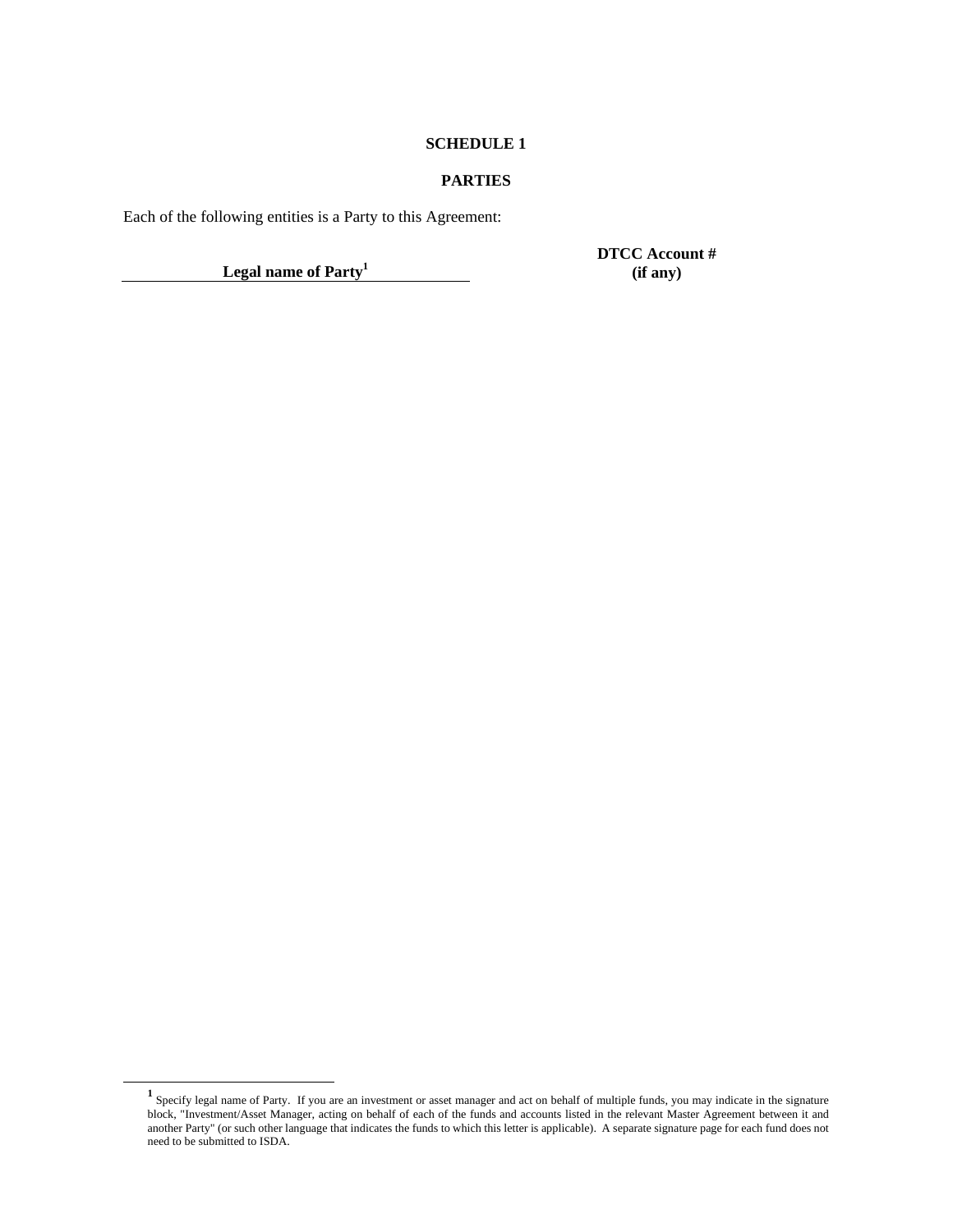# SCHEDULE 1

## PARTIES

Each of the following entities is a Party to this Agreement:

| Legal name of Party[1] | DTCC Account # (if any) |
| --- | --- |

[1] Specify legal name of Party. If you are an investment or asset manager and act on behalf of multiple funds, you may indicate in the signature block, "Investment/Asset Manager, acting on behalf of each of the funds and accounts listed in the relevant Master Agreement between it and another Party" (or such other language that indicates the funds to which this letter is applicable). A separate signature page for each fund does not need to be submitted to ISDA.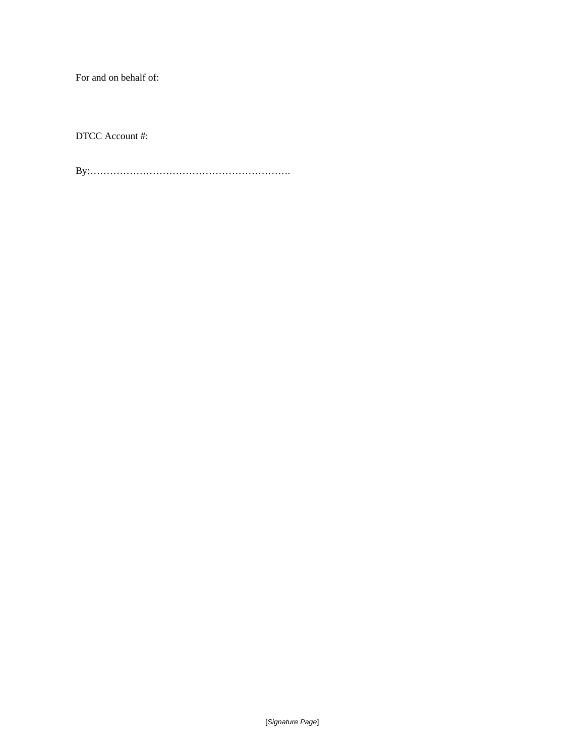For and on behalf of:

DTCC Account #:

By:…………………………………………………….

[*Signature Page*]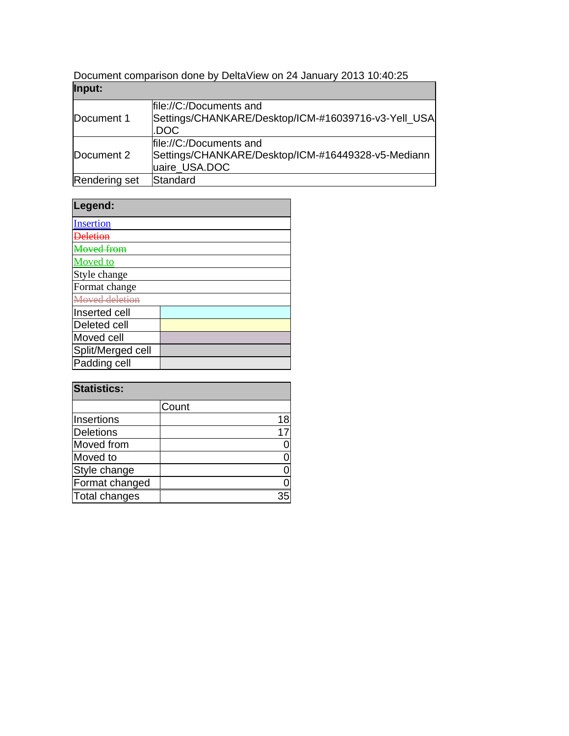Document comparison done by DeltaView on 24 January 2013 10:40:25

| Input: | |
|---|---|
| Document 1 | file://C:/Documents and Settings/CHANKARE/Desktop/ICM-#16039716-v3-Yell_USA.DOC |
| Document 2 | file://C:/Documents and Settings/CHANKARE/Desktop/ICM-#16449328-v5-Mediannuaire_USA.DOC |
| Rendering set | Standard |

| Legend: | |
|---|---|
| Insertion | |
| ~~Deletion~~ | |
| ~~Moved from~~ | |
| Moved to | |
| Style change | |
| Format change | |
| ~~Moved deletion~~ | |
| Inserted cell | |
| Deleted cell | |
| Moved cell | |
| Split/Merged cell | |
| Padding cell | |

| Statistics: | |
|---|---|
| | Count |
| Insertions | 18 |
| Deletions | 17 |
| Moved from | 0 |
| Moved to | 0 |
| Style change | 0 |
| Format changed | 0 |
| Total changes | 35 |